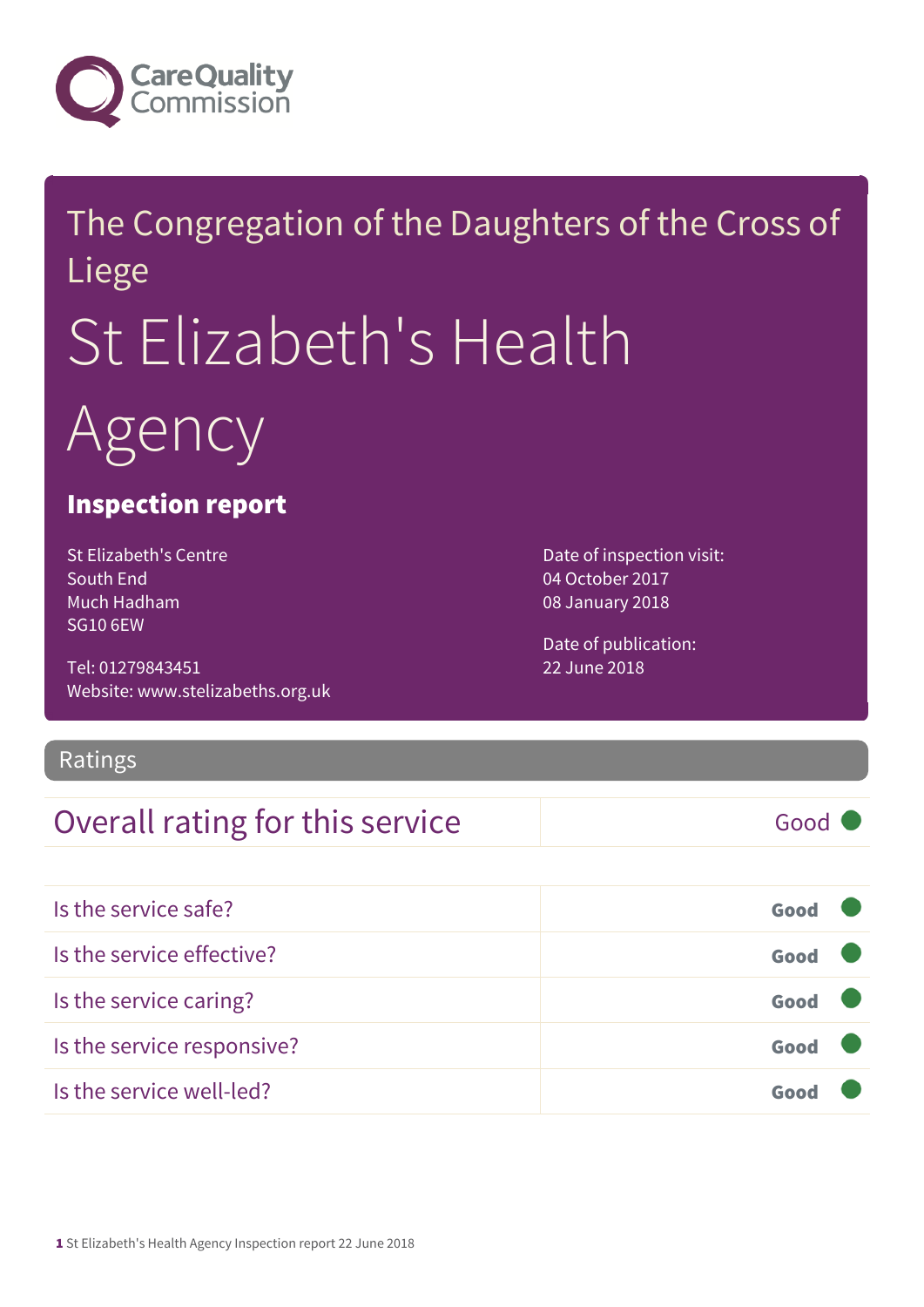The Congregation of the Daughters of the Cross of Liege

# St Elizabeth's Health Agency

## Inspection report

St Elizabeth's Centre
South End
Much Hadham
SG10 6EW

Tel: 01279843451
Website: www.stelizabeths.org.uk

Date of inspection visit:
04 October 2017
08 January 2018

Date of publication:
22 June 2018

## Ratings

| Overall rating for this service | Good |
|---|---|

| | |
|---|---|
| Is the service safe? | Good |
| Is the service effective? | Good |
| Is the service caring? | Good |
| Is the service responsive? | Good |
| Is the service well-led? | Good |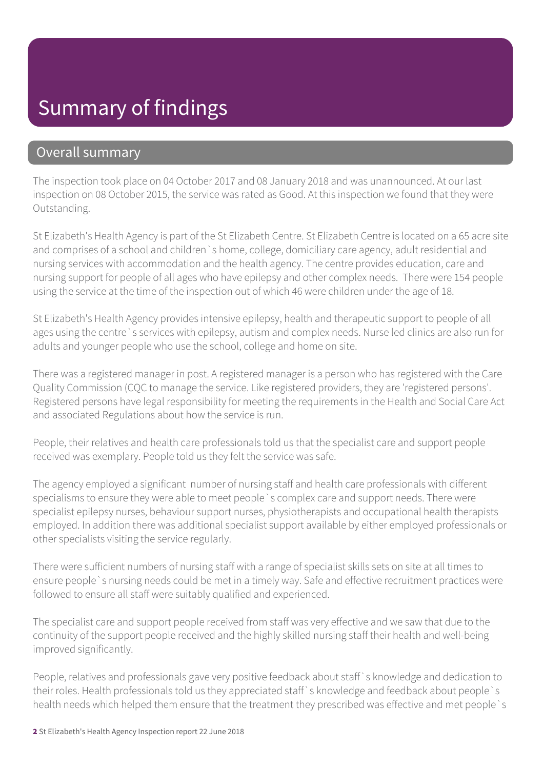# Summary of findings

## Overall summary

The inspection took place on 04 October 2017 and 08 January 2018 and was unannounced. At our last inspection on 08 October 2015, the service was rated as Good. At this inspection we found that they were Outstanding.

St Elizabeth's Health Agency is part of the St Elizabeth Centre. St Elizabeth Centre is located on a 65 acre site and comprises of a school and children`s home, college, domiciliary care agency, adult residential and nursing services with accommodation and the health agency. The centre provides education, care and nursing support for people of all ages who have epilepsy and other complex needs. There were 154 people using the service at the time of the inspection out of which 46 were children under the age of 18.

St Elizabeth's Health Agency provides intensive epilepsy, health and therapeutic support to people of all ages using the centre`s services with epilepsy, autism and complex needs. Nurse led clinics are also run for adults and younger people who use the school, college and home on site.

There was a registered manager in post. A registered manager is a person who has registered with the Care Quality Commission (CQC to manage the service. Like registered providers, they are 'registered persons'. Registered persons have legal responsibility for meeting the requirements in the Health and Social Care Act and associated Regulations about how the service is run.

People, their relatives and health care professionals told us that the specialist care and support people received was exemplary. People told us they felt the service was safe.

The agency employed a significant number of nursing staff and health care professionals with different specialisms to ensure they were able to meet people`s complex care and support needs. There were specialist epilepsy nurses, behaviour support nurses, physiotherapists and occupational health therapists employed. In addition there was additional specialist support available by either employed professionals or other specialists visiting the service regularly.

There were sufficient numbers of nursing staff with a range of specialist skills sets on site at all times to ensure people`s nursing needs could be met in a timely way. Safe and effective recruitment practices were followed to ensure all staff were suitably qualified and experienced.

The specialist care and support people received from staff was very effective and we saw that due to the continuity of the support people received and the highly skilled nursing staff their health and well-being improved significantly.

People, relatives and professionals gave very positive feedback about staff`s knowledge and dedication to their roles. Health professionals told us they appreciated staff`s knowledge and feedback about people`s health needs which helped them ensure that the treatment they prescribed was effective and met people`s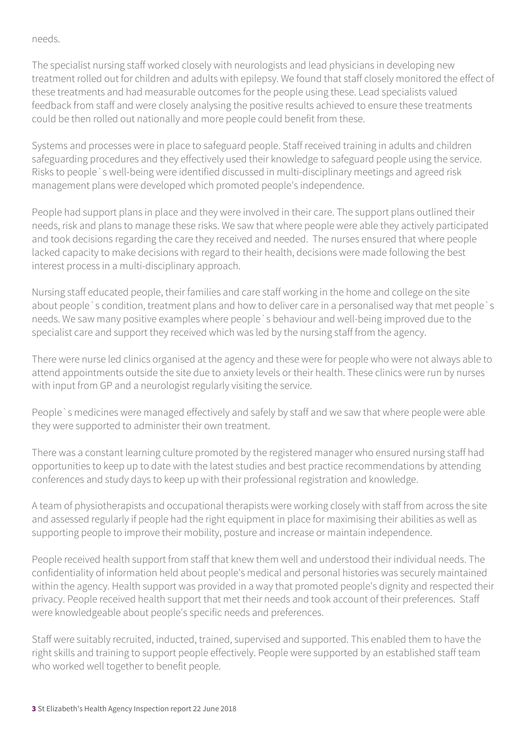needs.

The specialist nursing staff worked closely with neurologists and lead physicians in developing new treatment rolled out for children and adults with epilepsy. We found that staff closely monitored the effect of these treatments and had measurable outcomes for the people using these. Lead specialists valued feedback from staff and were closely analysing the positive results achieved to ensure these treatments could be then rolled out nationally and more people could benefit from these.

Systems and processes were in place to safeguard people. Staff received training in adults and children safeguarding procedures and they effectively used their knowledge to safeguard people using the service. Risks to people`s well-being were identified discussed in multi-disciplinary meetings and agreed risk management plans were developed which promoted people's independence.

People had support plans in place and they were involved in their care. The support plans outlined their needs, risk and plans to manage these risks. We saw that where people were able they actively participated and took decisions regarding the care they received and needed. The nurses ensured that where people lacked capacity to make decisions with regard to their health, decisions were made following the best interest process in a multi-disciplinary approach.

Nursing staff educated people, their families and care staff working in the home and college on the site about people`s condition, treatment plans and how to deliver care in a personalised way that met people`s needs. We saw many positive examples where people`s behaviour and well-being improved due to the specialist care and support they received which was led by the nursing staff from the agency.

There were nurse led clinics organised at the agency and these were for people who were not always able to attend appointments outside the site due to anxiety levels or their health. These clinics were run by nurses with input from GP and a neurologist regularly visiting the service.

People`s medicines were managed effectively and safely by staff and we saw that where people were able they were supported to administer their own treatment.

There was a constant learning culture promoted by the registered manager who ensured nursing staff had opportunities to keep up to date with the latest studies and best practice recommendations by attending conferences and study days to keep up with their professional registration and knowledge.

A team of physiotherapists and occupational therapists were working closely with staff from across the site and assessed regularly if people had the right equipment in place for maximising their abilities as well as supporting people to improve their mobility, posture and increase or maintain independence.

People received health support from staff that knew them well and understood their individual needs. The confidentiality of information held about people's medical and personal histories was securely maintained within the agency. Health support was provided in a way that promoted people's dignity and respected their privacy. People received health support that met their needs and took account of their preferences. Staff were knowledgeable about people's specific needs and preferences.

Staff were suitably recruited, inducted, trained, supervised and supported. This enabled them to have the right skills and training to support people effectively. People were supported by an established staff team who worked well together to benefit people.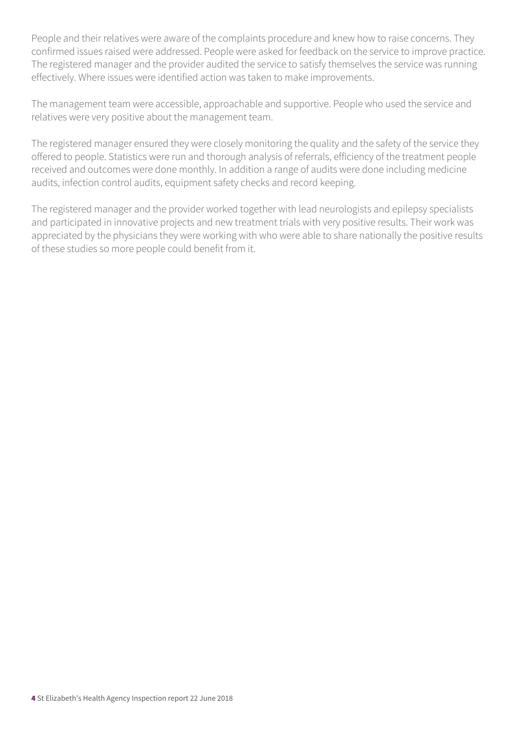People and their relatives were aware of the complaints procedure and knew how to raise concerns. They confirmed issues raised were addressed. People were asked for feedback on the service to improve practice. The registered manager and the provider audited the service to satisfy themselves the service was running effectively. Where issues were identified action was taken to make improvements.

The management team were accessible, approachable and supportive. People who used the service and relatives were very positive about the management team.

The registered manager ensured they were closely monitoring the quality and the safety of the service they offered to people. Statistics were run and thorough analysis of referrals, efficiency of the treatment people received and outcomes were done monthly. In addition a range of audits were done including medicine audits, infection control audits, equipment safety checks and record keeping.

The registered manager and the provider worked together with lead neurologists and epilepsy specialists and participated in innovative projects and new treatment trials with very positive results. Their work was appreciated by the physicians they were working with who were able to share nationally the positive results of these studies so more people could benefit from it.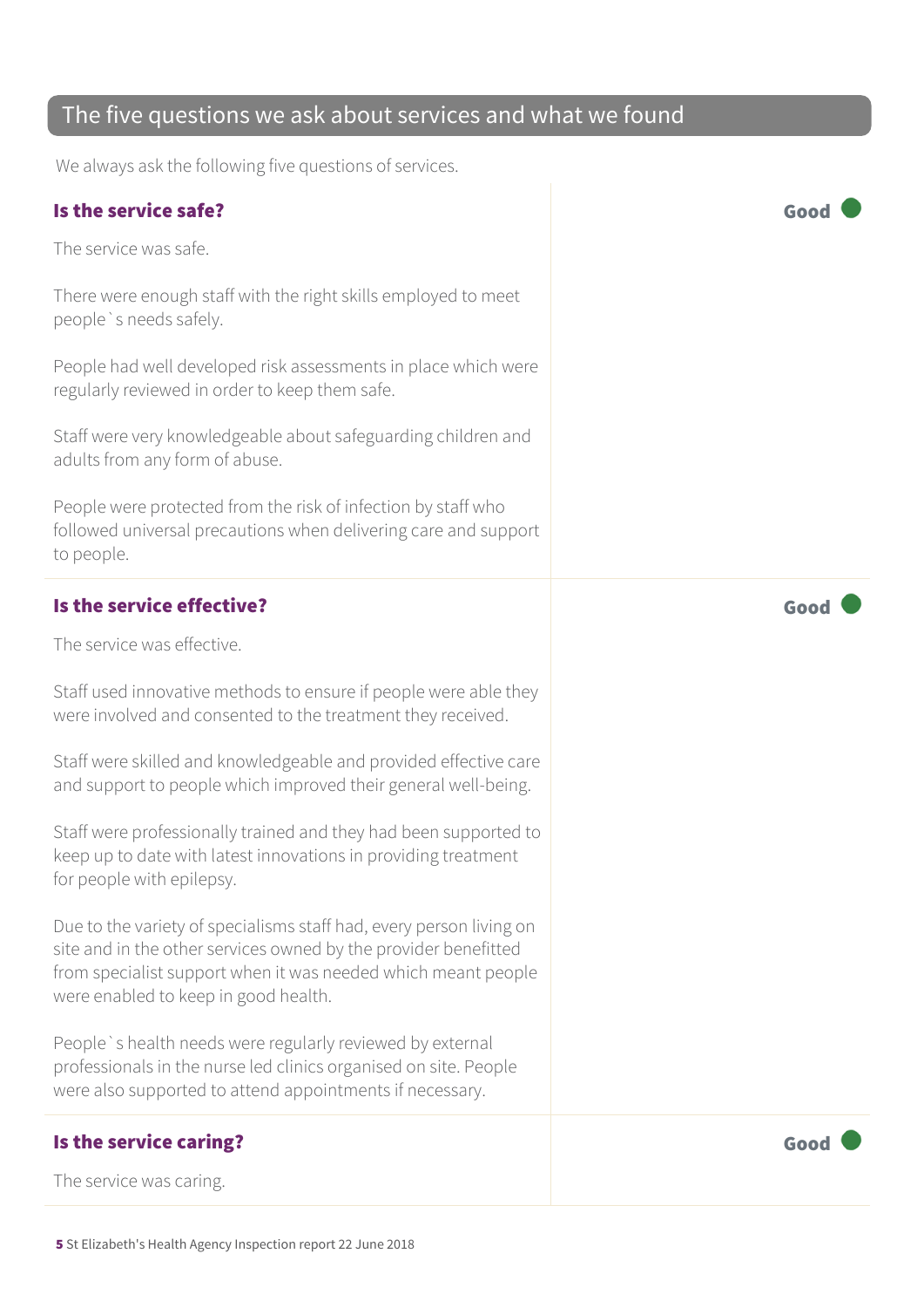## The five questions we ask about services and what we found

We always ask the following five questions of services.

### Is the service safe?

**Good**

The service was safe.

There were enough staff with the right skills employed to meet people`s needs safely.

People had well developed risk assessments in place which were regularly reviewed in order to keep them safe.

Staff were very knowledgeable about safeguarding children and adults from any form of abuse.

People were protected from the risk of infection by staff who followed universal precautions when delivering care and support to people.

### Is the service effective?

**Good**

The service was effective.

Staff used innovative methods to ensure if people were able they were involved and consented to the treatment they received.

Staff were skilled and knowledgeable and provided effective care and support to people which improved their general well-being.

Staff were professionally trained and they had been supported to keep up to date with latest innovations in providing treatment for people with epilepsy.

Due to the variety of specialisms staff had, every person living on site and in the other services owned by the provider benefitted from specialist support when it was needed which meant people were enabled to keep in good health.

People`s health needs were regularly reviewed by external professionals in the nurse led clinics organised on site. People were also supported to attend appointments if necessary.

### Is the service caring?

**Good**

The service was caring.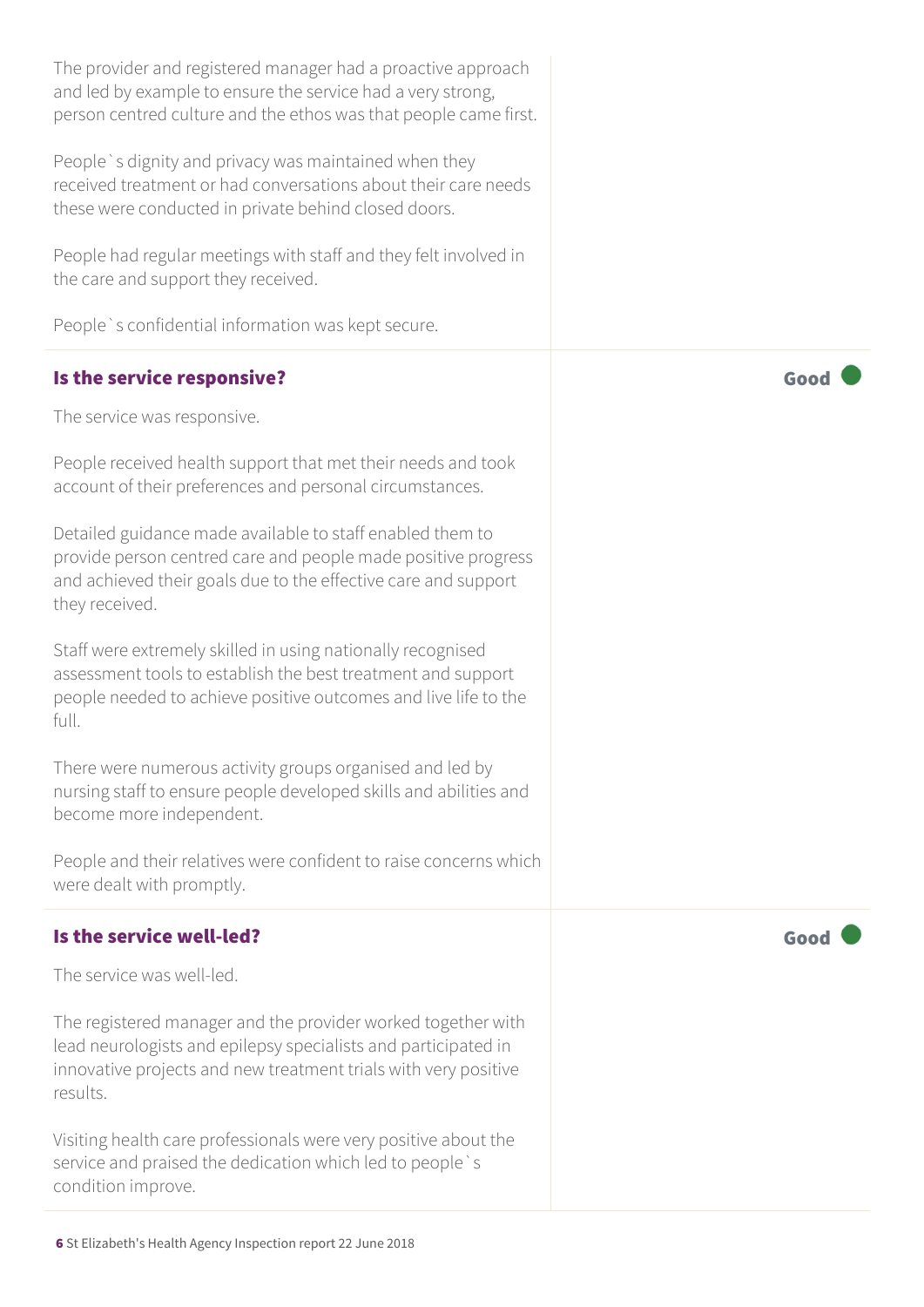The provider and registered manager had a proactive approach and led by example to ensure the service had a very strong, person centred culture and the ethos was that people came first.

People`s dignity and privacy was maintained when they received treatment or had conversations about their care needs these were conducted in private behind closed doors.

People had regular meetings with staff and they felt involved in the care and support they received.

People`s confidential information was kept secure.

### Is the service responsive?

**Good**

The service was responsive.

People received health support that met their needs and took account of their preferences and personal circumstances.

Detailed guidance made available to staff enabled them to provide person centred care and people made positive progress and achieved their goals due to the effective care and support they received.

Staff were extremely skilled in using nationally recognised assessment tools to establish the best treatment and support people needed to achieve positive outcomes and live life to the full.

There were numerous activity groups organised and led by nursing staff to ensure people developed skills and abilities and become more independent.

People and their relatives were confident to raise concerns which were dealt with promptly.

### Is the service well-led?

**Good**

The service was well-led.

The registered manager and the provider worked together with lead neurologists and epilepsy specialists and participated in innovative projects and new treatment trials with very positive results.

Visiting health care professionals were very positive about the service and praised the dedication which led to people`s condition improve.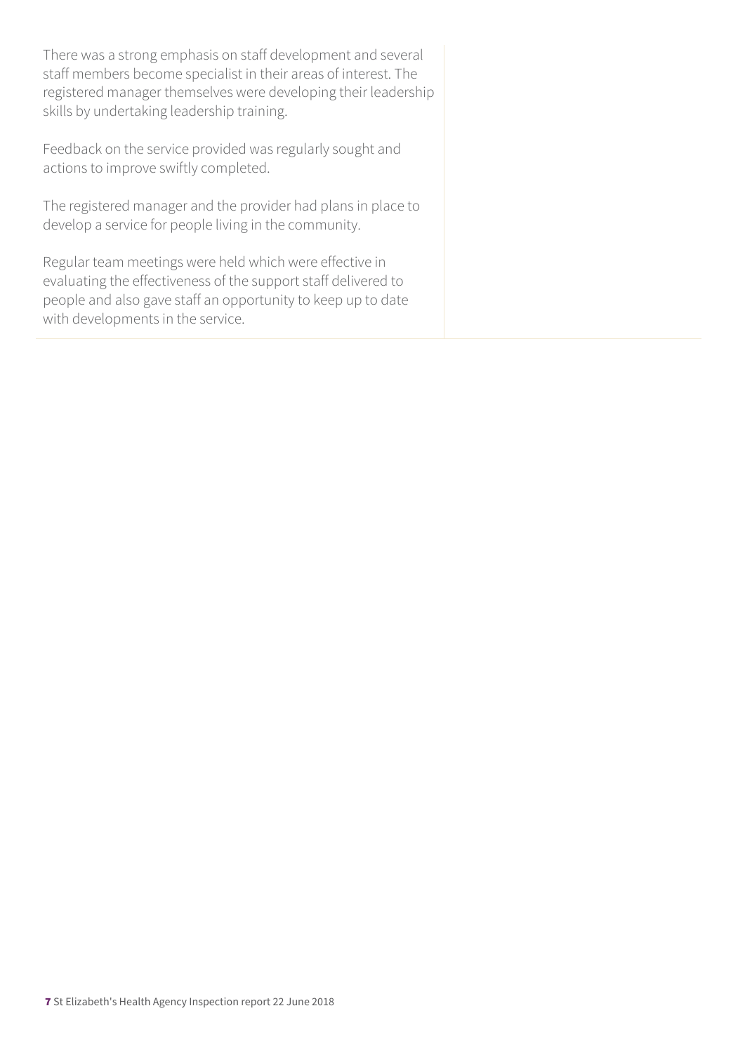There was a strong emphasis on staff development and several staff members become specialist in their areas of interest. The registered manager themselves were developing their leadership skills by undertaking leadership training.

Feedback on the service provided was regularly sought and actions to improve swiftly completed.

The registered manager and the provider had plans in place to develop a service for people living in the community.

Regular team meetings were held which were effective in evaluating the effectiveness of the support staff delivered to people and also gave staff an opportunity to keep up to date with developments in the service.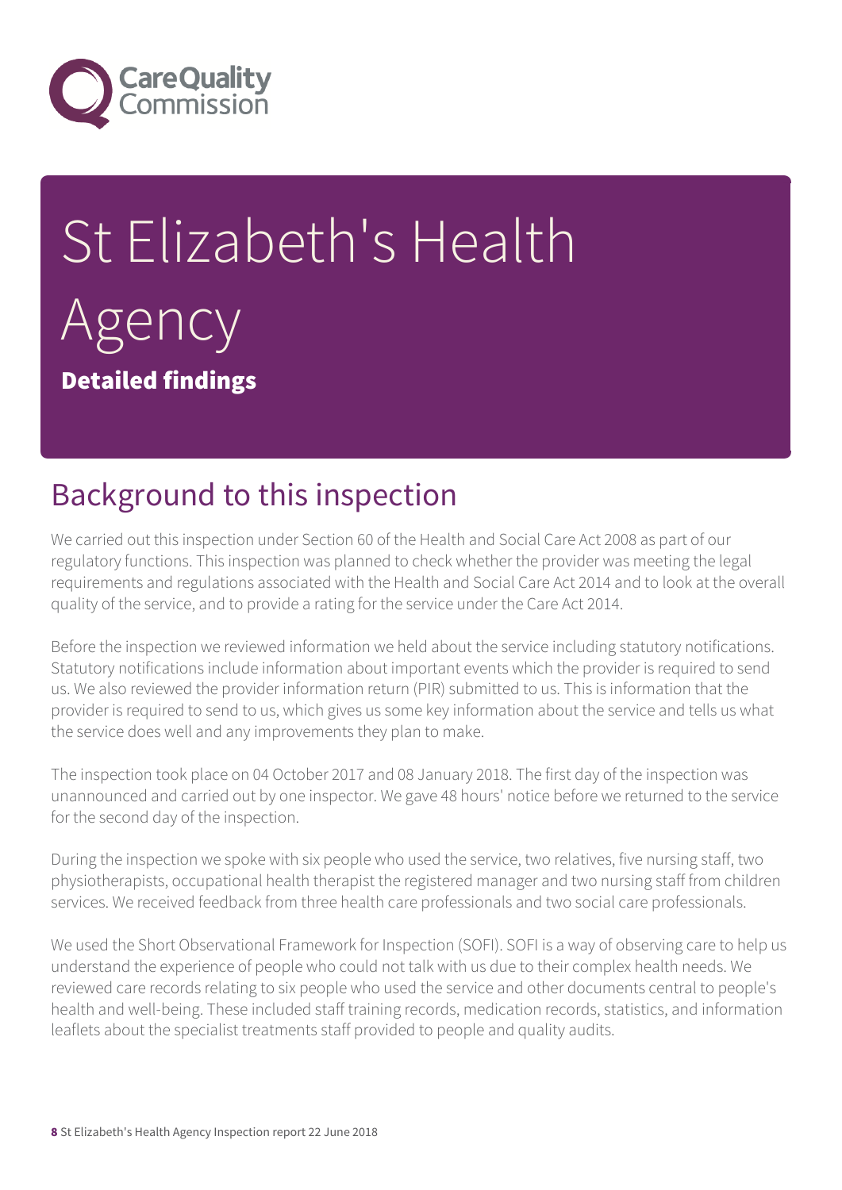# St Elizabeth's Health Agency

**Detailed findings**

## Background to this inspection

We carried out this inspection under Section 60 of the Health and Social Care Act 2008 as part of our regulatory functions. This inspection was planned to check whether the provider was meeting the legal requirements and regulations associated with the Health and Social Care Act 2014 and to look at the overall quality of the service, and to provide a rating for the service under the Care Act 2014.

Before the inspection we reviewed information we held about the service including statutory notifications. Statutory notifications include information about important events which the provider is required to send us. We also reviewed the provider information return (PIR) submitted to us. This is information that the provider is required to send to us, which gives us some key information about the service and tells us what the service does well and any improvements they plan to make.

The inspection took place on 04 October 2017 and 08 January 2018. The first day of the inspection was unannounced and carried out by one inspector. We gave 48 hours' notice before we returned to the service for the second day of the inspection.

During the inspection we spoke with six people who used the service, two relatives, five nursing staff, two physiotherapists, occupational health therapist the registered manager and two nursing staff from children services. We received feedback from three health care professionals and two social care professionals.

We used the Short Observational Framework for Inspection (SOFI). SOFI is a way of observing care to help us understand the experience of people who could not talk with us due to their complex health needs. We reviewed care records relating to six people who used the service and other documents central to people's health and well-being. These included staff training records, medication records, statistics, and information leaflets about the specialist treatments staff provided to people and quality audits.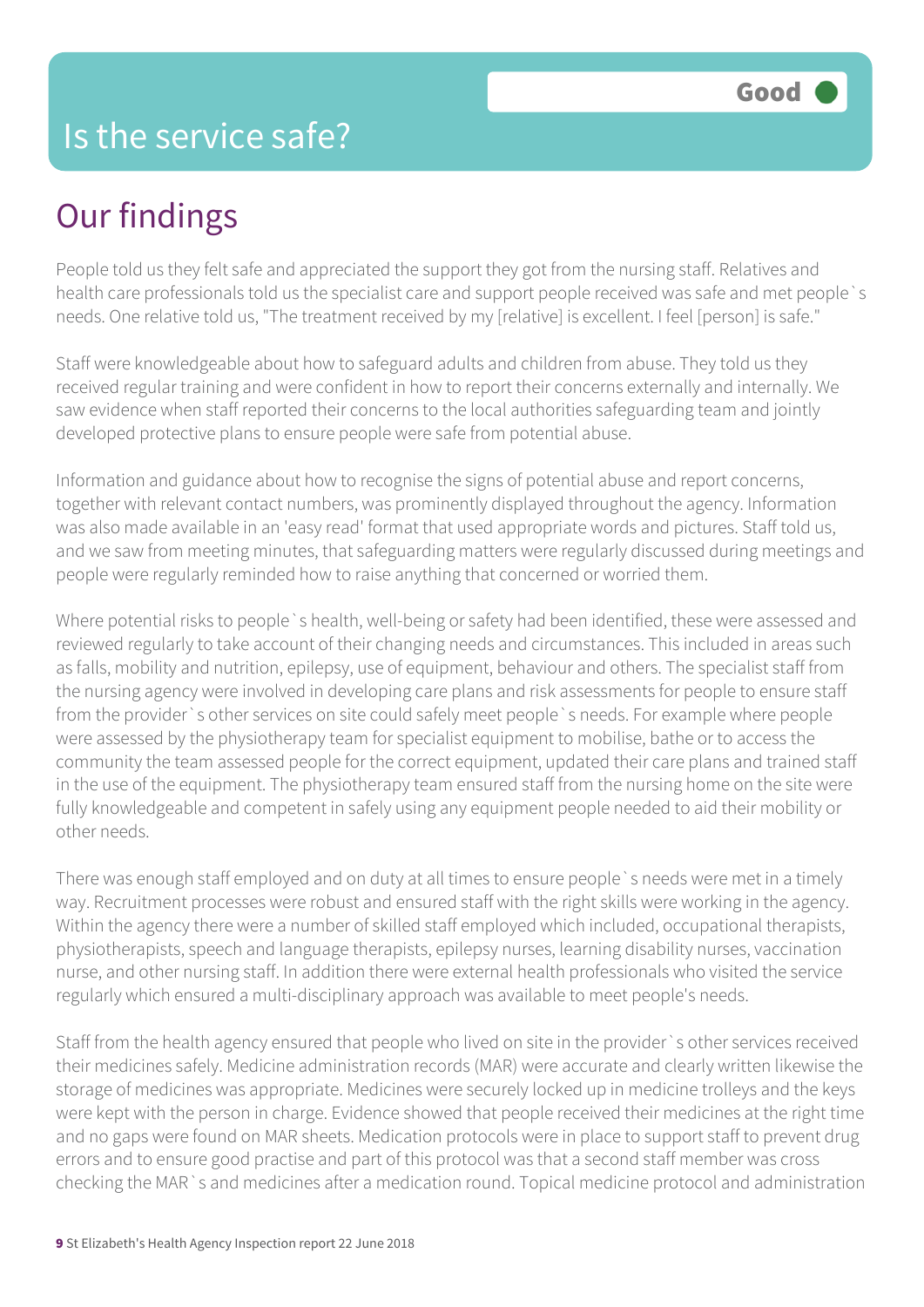# Is the service safe?

**Good**

## Our findings

People told us they felt safe and appreciated the support they got from the nursing staff. Relatives and health care professionals told us the specialist care and support people received was safe and met people`s needs. One relative told us, "The treatment received by my [relative] is excellent. I feel [person] is safe."

Staff were knowledgeable about how to safeguard adults and children from abuse. They told us they received regular training and were confident in how to report their concerns externally and internally. We saw evidence when staff reported their concerns to the local authorities safeguarding team and jointly developed protective plans to ensure people were safe from potential abuse.

Information and guidance about how to recognise the signs of potential abuse and report concerns, together with relevant contact numbers, was prominently displayed throughout the agency. Information was also made available in an 'easy read' format that used appropriate words and pictures. Staff told us, and we saw from meeting minutes, that safeguarding matters were regularly discussed during meetings and people were regularly reminded how to raise anything that concerned or worried them.

Where potential risks to people`s health, well-being or safety had been identified, these were assessed and reviewed regularly to take account of their changing needs and circumstances. This included in areas such as falls, mobility and nutrition, epilepsy, use of equipment, behaviour and others. The specialist staff from the nursing agency were involved in developing care plans and risk assessments for people to ensure staff from the provider`s other services on site could safely meet people`s needs. For example where people were assessed by the physiotherapy team for specialist equipment to mobilise, bathe or to access the community the team assessed people for the correct equipment, updated their care plans and trained staff in the use of the equipment. The physiotherapy team ensured staff from the nursing home on the site were fully knowledgeable and competent in safely using any equipment people needed to aid their mobility or other needs.

There was enough staff employed and on duty at all times to ensure people`s needs were met in a timely way. Recruitment processes were robust and ensured staff with the right skills were working in the agency. Within the agency there were a number of skilled staff employed which included, occupational therapists, physiotherapists, speech and language therapists, epilepsy nurses, learning disability nurses, vaccination nurse, and other nursing staff. In addition there were external health professionals who visited the service regularly which ensured a multi-disciplinary approach was available to meet people's needs.

Staff from the health agency ensured that people who lived on site in the provider`s other services received their medicines safely. Medicine administration records (MAR) were accurate and clearly written likewise the storage of medicines was appropriate. Medicines were securely locked up in medicine trolleys and the keys were kept with the person in charge. Evidence showed that people received their medicines at the right time and no gaps were found on MAR sheets. Medication protocols were in place to support staff to prevent drug errors and to ensure good practise and part of this protocol was that a second staff member was cross checking the MAR`s and medicines after a medication round. Topical medicine protocol and administration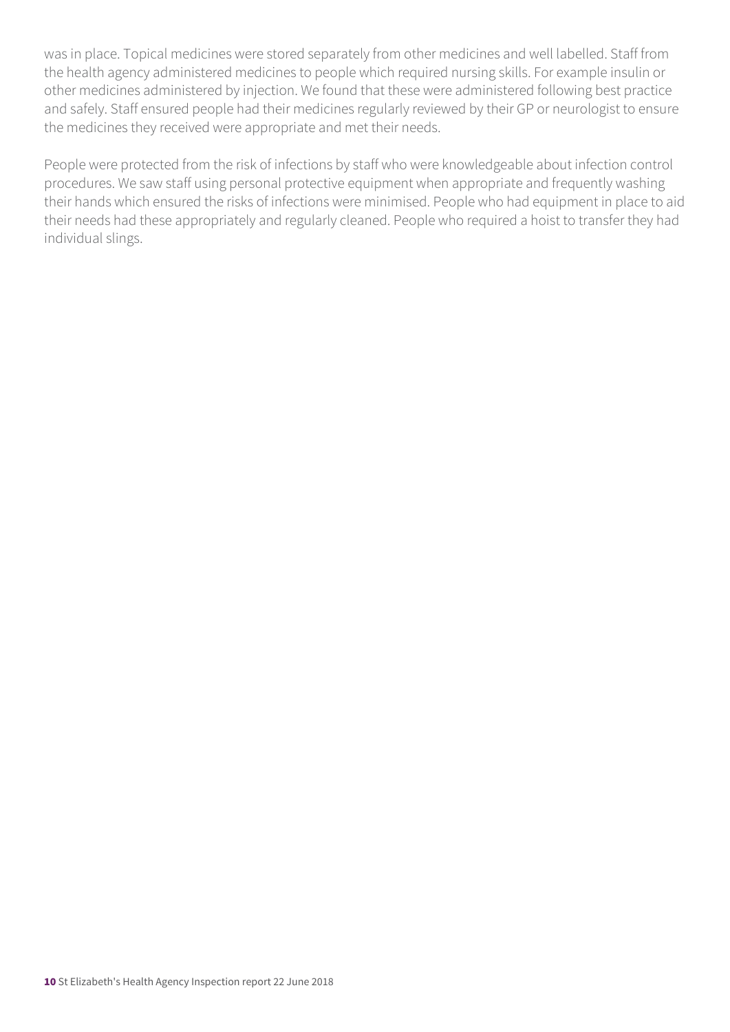was in place. Topical medicines were stored separately from other medicines and well labelled. Staff from the health agency administered medicines to people which required nursing skills. For example insulin or other medicines administered by injection. We found that these were administered following best practice and safely. Staff ensured people had their medicines regularly reviewed by their GP or neurologist to ensure the medicines they received were appropriate and met their needs.

People were protected from the risk of infections by staff who were knowledgeable about infection control procedures. We saw staff using personal protective equipment when appropriate and frequently washing their hands which ensured the risks of infections were minimised. People who had equipment in place to aid their needs had these appropriately and regularly cleaned. People who required a hoist to transfer they had individual slings.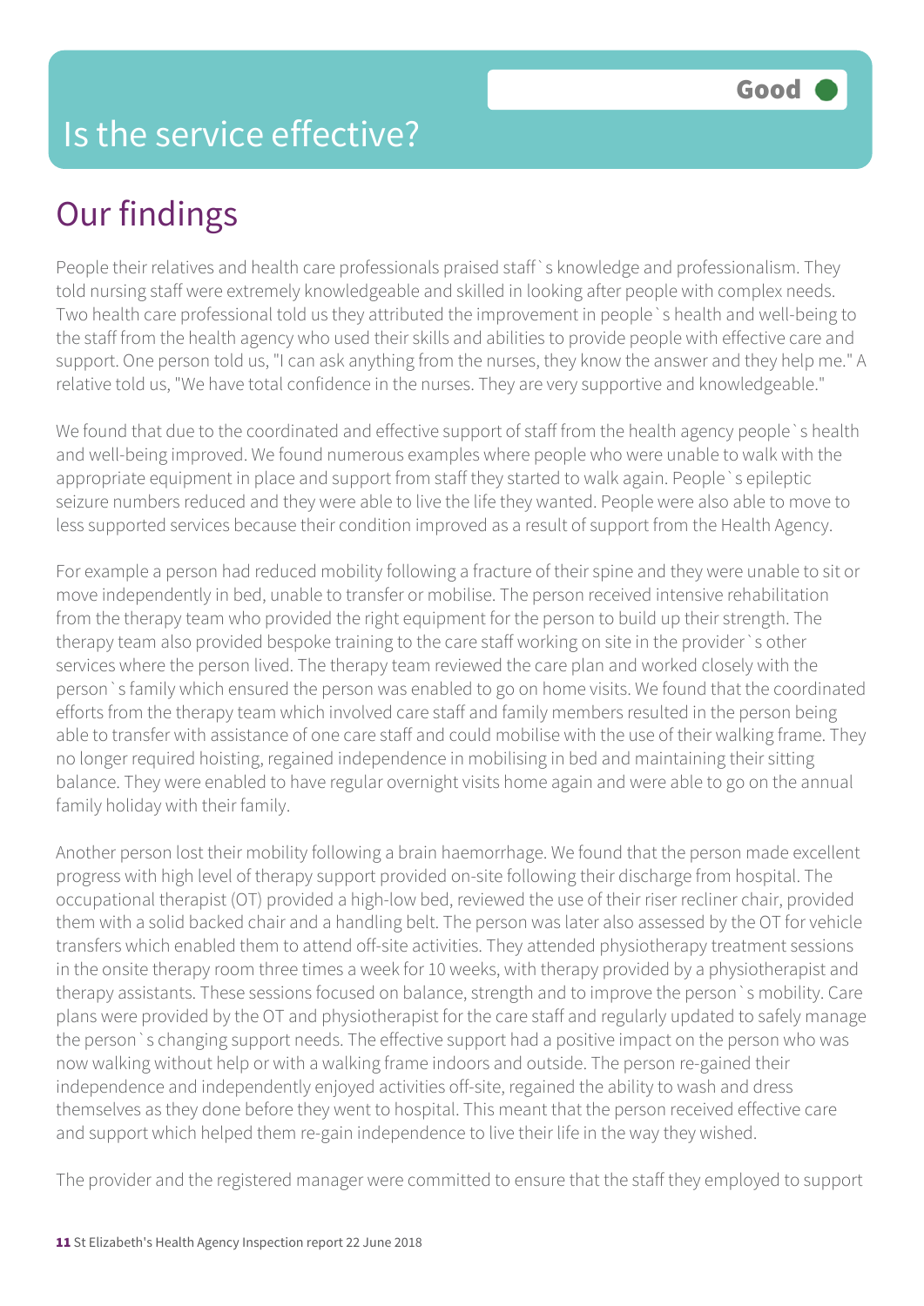# Is the service effective?

Good

## Our findings

People their relatives and health care professionals praised staff`s knowledge and professionalism. They told nursing staff were extremely knowledgeable and skilled in looking after people with complex needs. Two health care professional told us they attributed the improvement in people`s health and well-being to the staff from the health agency who used their skills and abilities to provide people with effective care and support. One person told us, "I can ask anything from the nurses, they know the answer and they help me." A relative told us, "We have total confidence in the nurses. They are very supportive and knowledgeable."

We found that due to the coordinated and effective support of staff from the health agency people`s health and well-being improved. We found numerous examples where people who were unable to walk with the appropriate equipment in place and support from staff they started to walk again. People`s epileptic seizure numbers reduced and they were able to live the life they wanted. People were also able to move to less supported services because their condition improved as a result of support from the Health Agency.

For example a person had reduced mobility following a fracture of their spine and they were unable to sit or move independently in bed, unable to transfer or mobilise. The person received intensive rehabilitation from the therapy team who provided the right equipment for the person to build up their strength. The therapy team also provided bespoke training to the care staff working on site in the provider`s other services where the person lived. The therapy team reviewed the care plan and worked closely with the person`s family which ensured the person was enabled to go on home visits. We found that the coordinated efforts from the therapy team which involved care staff and family members resulted in the person being able to transfer with assistance of one care staff and could mobilise with the use of their walking frame. They no longer required hoisting, regained independence in mobilising in bed and maintaining their sitting balance. They were enabled to have regular overnight visits home again and were able to go on the annual family holiday with their family.

Another person lost their mobility following a brain haemorrhage. We found that the person made excellent progress with high level of therapy support provided on-site following their discharge from hospital. The occupational therapist (OT) provided a high-low bed, reviewed the use of their riser recliner chair, provided them with a solid backed chair and a handling belt. The person was later also assessed by the OT for vehicle transfers which enabled them to attend off-site activities. They attended physiotherapy treatment sessions in the onsite therapy room three times a week for 10 weeks, with therapy provided by a physiotherapist and therapy assistants. These sessions focused on balance, strength and to improve the person`s mobility. Care plans were provided by the OT and physiotherapist for the care staff and regularly updated to safely manage the person`s changing support needs. The effective support had a positive impact on the person who was now walking without help or with a walking frame indoors and outside. The person re-gained their independence and independently enjoyed activities off-site, regained the ability to wash and dress themselves as they done before they went to hospital. This meant that the person received effective care and support which helped them re-gain independence to live their life in the way they wished.

The provider and the registered manager were committed to ensure that the staff they employed to support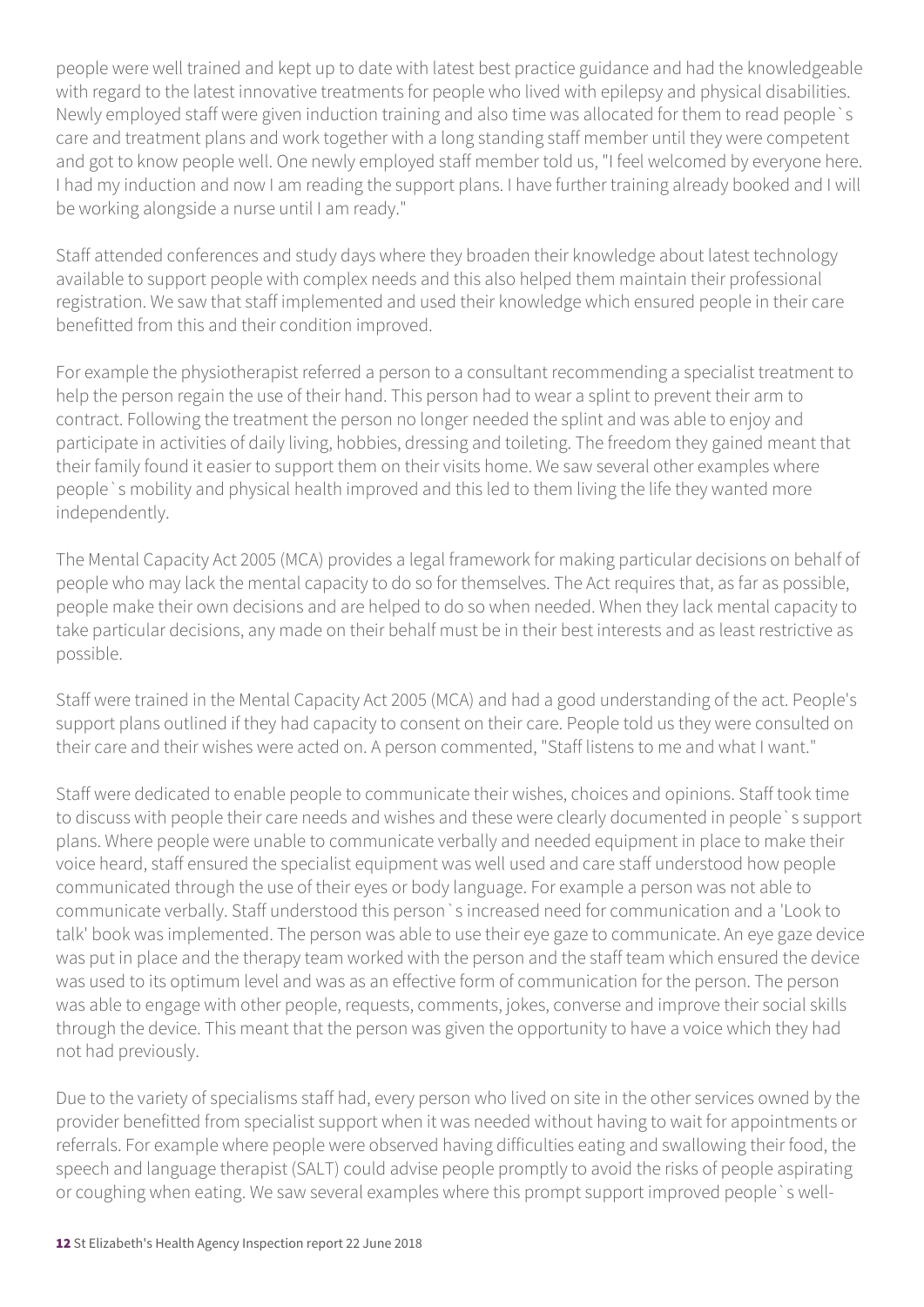people were well trained and kept up to date with latest best practice guidance and had the knowledgeable with regard to the latest innovative treatments for people who lived with epilepsy and physical disabilities. Newly employed staff were given induction training and also time was allocated for them to read people`s care and treatment plans and work together with a long standing staff member until they were competent and got to know people well. One newly employed staff member told us, "I feel welcomed by everyone here. I had my induction and now I am reading the support plans. I have further training already booked and I will be working alongside a nurse until I am ready."

Staff attended conferences and study days where they broaden their knowledge about latest technology available to support people with complex needs and this also helped them maintain their professional registration. We saw that staff implemented and used their knowledge which ensured people in their care benefitted from this and their condition improved.

For example the physiotherapist referred a person to a consultant recommending a specialist treatment to help the person regain the use of their hand. This person had to wear a splint to prevent their arm to contract. Following the treatment the person no longer needed the splint and was able to enjoy and participate in activities of daily living, hobbies, dressing and toileting. The freedom they gained meant that their family found it easier to support them on their visits home. We saw several other examples where people`s mobility and physical health improved and this led to them living the life they wanted more independently.

The Mental Capacity Act 2005 (MCA) provides a legal framework for making particular decisions on behalf of people who may lack the mental capacity to do so for themselves. The Act requires that, as far as possible, people make their own decisions and are helped to do so when needed. When they lack mental capacity to take particular decisions, any made on their behalf must be in their best interests and as least restrictive as possible.

Staff were trained in the Mental Capacity Act 2005 (MCA) and had a good understanding of the act. People's support plans outlined if they had capacity to consent on their care. People told us they were consulted on their care and their wishes were acted on. A person commented, "Staff listens to me and what I want."

Staff were dedicated to enable people to communicate their wishes, choices and opinions. Staff took time to discuss with people their care needs and wishes and these were clearly documented in people`s support plans. Where people were unable to communicate verbally and needed equipment in place to make their voice heard, staff ensured the specialist equipment was well used and care staff understood how people communicated through the use of their eyes or body language. For example a person was not able to communicate verbally. Staff understood this person`s increased need for communication and a 'Look to talk' book was implemented. The person was able to use their eye gaze to communicate. An eye gaze device was put in place and the therapy team worked with the person and the staff team which ensured the device was used to its optimum level and was as an effective form of communication for the person. The person was able to engage with other people, requests, comments, jokes, converse and improve their social skills through the device. This meant that the person was given the opportunity to have a voice which they had not had previously.

Due to the variety of specialisms staff had, every person who lived on site in the other services owned by the provider benefitted from specialist support when it was needed without having to wait for appointments or referrals. For example where people were observed having difficulties eating and swallowing their food, the speech and language therapist (SALT) could advise people promptly to avoid the risks of people aspirating or coughing when eating. We saw several examples where this prompt support improved people`s well-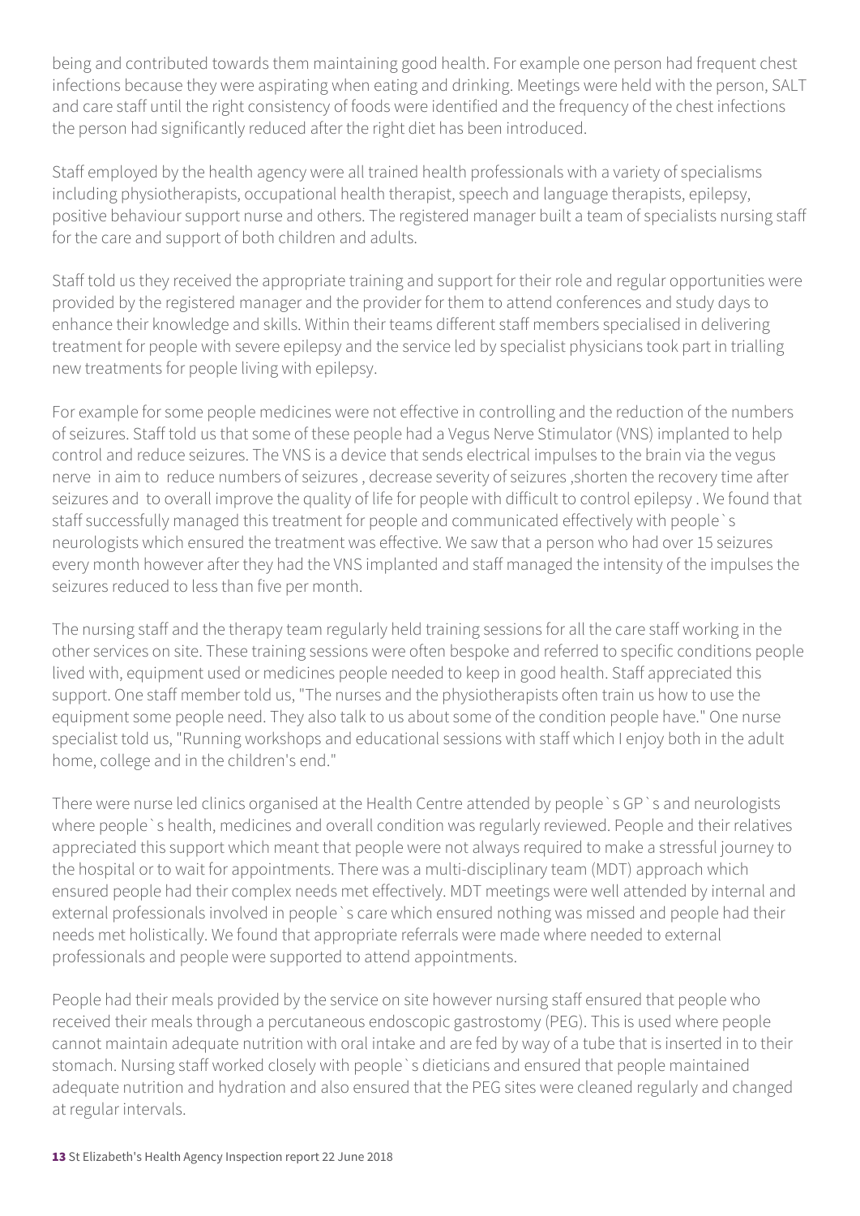being and contributed towards them maintaining good health. For example one person had frequent chest infections because they were aspirating when eating and drinking. Meetings were held with the person, SALT and care staff until the right consistency of foods were identified and the frequency of the chest infections the person had significantly reduced after the right diet has been introduced.

Staff employed by the health agency were all trained health professionals with a variety of specialisms including physiotherapists, occupational health therapist, speech and language therapists, epilepsy, positive behaviour support nurse and others. The registered manager built a team of specialists nursing staff for the care and support of both children and adults.

Staff told us they received the appropriate training and support for their role and regular opportunities were provided by the registered manager and the provider for them to attend conferences and study days to enhance their knowledge and skills. Within their teams different staff members specialised in delivering treatment for people with severe epilepsy and the service led by specialist physicians took part in trialling new treatments for people living with epilepsy.

For example for some people medicines were not effective in controlling and the reduction of the numbers of seizures. Staff told us that some of these people had a Vegus Nerve Stimulator (VNS) implanted to help control and reduce seizures. The VNS is a device that sends electrical impulses to the brain via the vegus nerve in aim to reduce numbers of seizures , decrease severity of seizures ,shorten the recovery time after seizures and to overall improve the quality of life for people with difficult to control epilepsy . We found that staff successfully managed this treatment for people and communicated effectively with people`s neurologists which ensured the treatment was effective. We saw that a person who had over 15 seizures every month however after they had the VNS implanted and staff managed the intensity of the impulses the seizures reduced to less than five per month.

The nursing staff and the therapy team regularly held training sessions for all the care staff working in the other services on site. These training sessions were often bespoke and referred to specific conditions people lived with, equipment used or medicines people needed to keep in good health. Staff appreciated this support. One staff member told us, "The nurses and the physiotherapists often train us how to use the equipment some people need. They also talk to us about some of the condition people have." One nurse specialist told us, "Running workshops and educational sessions with staff which I enjoy both in the adult home, college and in the children's end."

There were nurse led clinics organised at the Health Centre attended by people`s GP`s and neurologists where people`s health, medicines and overall condition was regularly reviewed. People and their relatives appreciated this support which meant that people were not always required to make a stressful journey to the hospital or to wait for appointments. There was a multi-disciplinary team (MDT) approach which ensured people had their complex needs met effectively. MDT meetings were well attended by internal and external professionals involved in people`s care which ensured nothing was missed and people had their needs met holistically. We found that appropriate referrals were made where needed to external professionals and people were supported to attend appointments.

People had their meals provided by the service on site however nursing staff ensured that people who received their meals through a percutaneous endoscopic gastrostomy (PEG). This is used where people cannot maintain adequate nutrition with oral intake and are fed by way of a tube that is inserted in to their stomach. Nursing staff worked closely with people`s dieticians and ensured that people maintained adequate nutrition and hydration and also ensured that the PEG sites were cleaned regularly and changed at regular intervals.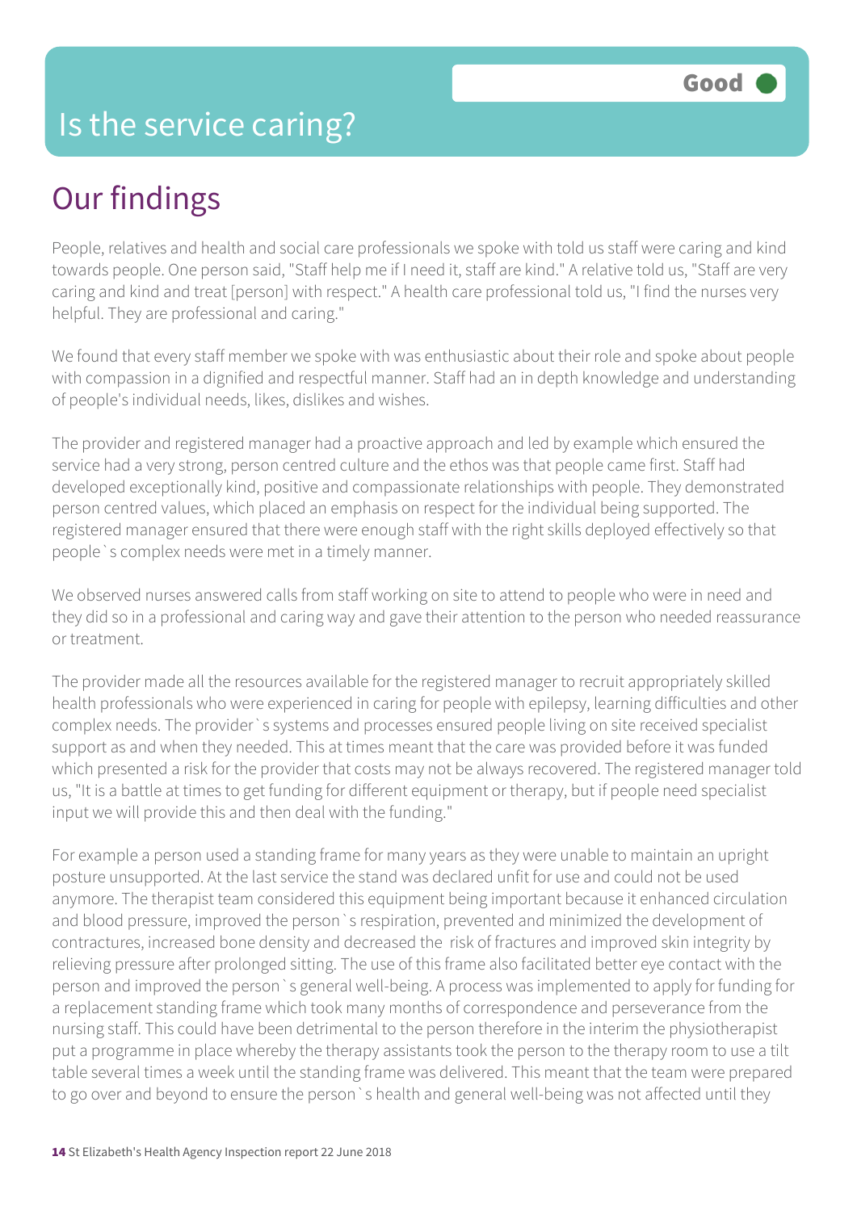# Is the service caring?

Good

## Our findings

People, relatives and health and social care professionals we spoke with told us staff were caring and kind towards people. One person said, "Staff help me if I need it, staff are kind." A relative told us, "Staff are very caring and kind and treat [person] with respect." A health care professional told us, "I find the nurses very helpful. They are professional and caring."

We found that every staff member we spoke with was enthusiastic about their role and spoke about people with compassion in a dignified and respectful manner. Staff had an in depth knowledge and understanding of people's individual needs, likes, dislikes and wishes.

The provider and registered manager had a proactive approach and led by example which ensured the service had a very strong, person centred culture and the ethos was that people came first. Staff had developed exceptionally kind, positive and compassionate relationships with people. They demonstrated person centred values, which placed an emphasis on respect for the individual being supported. The registered manager ensured that there were enough staff with the right skills deployed effectively so that people`s complex needs were met in a timely manner.

We observed nurses answered calls from staff working on site to attend to people who were in need and they did so in a professional and caring way and gave their attention to the person who needed reassurance or treatment.

The provider made all the resources available for the registered manager to recruit appropriately skilled health professionals who were experienced in caring for people with epilepsy, learning difficulties and other complex needs. The provider`s systems and processes ensured people living on site received specialist support as and when they needed. This at times meant that the care was provided before it was funded which presented a risk for the provider that costs may not be always recovered. The registered manager told us, "It is a battle at times to get funding for different equipment or therapy, but if people need specialist input we will provide this and then deal with the funding."

For example a person used a standing frame for many years as they were unable to maintain an upright posture unsupported. At the last service the stand was declared unfit for use and could not be used anymore. The therapist team considered this equipment being important because it enhanced circulation and blood pressure, improved the person`s respiration, prevented and minimized the development of contractures, increased bone density and decreased the risk of fractures and improved skin integrity by relieving pressure after prolonged sitting. The use of this frame also facilitated better eye contact with the person and improved the person`s general well-being. A process was implemented to apply for funding for a replacement standing frame which took many months of correspondence and perseverance from the nursing staff. This could have been detrimental to the person therefore in the interim the physiotherapist put a programme in place whereby the therapy assistants took the person to the therapy room to use a tilt table several times a week until the standing frame was delivered. This meant that the team were prepared to go over and beyond to ensure the person`s health and general well-being was not affected until they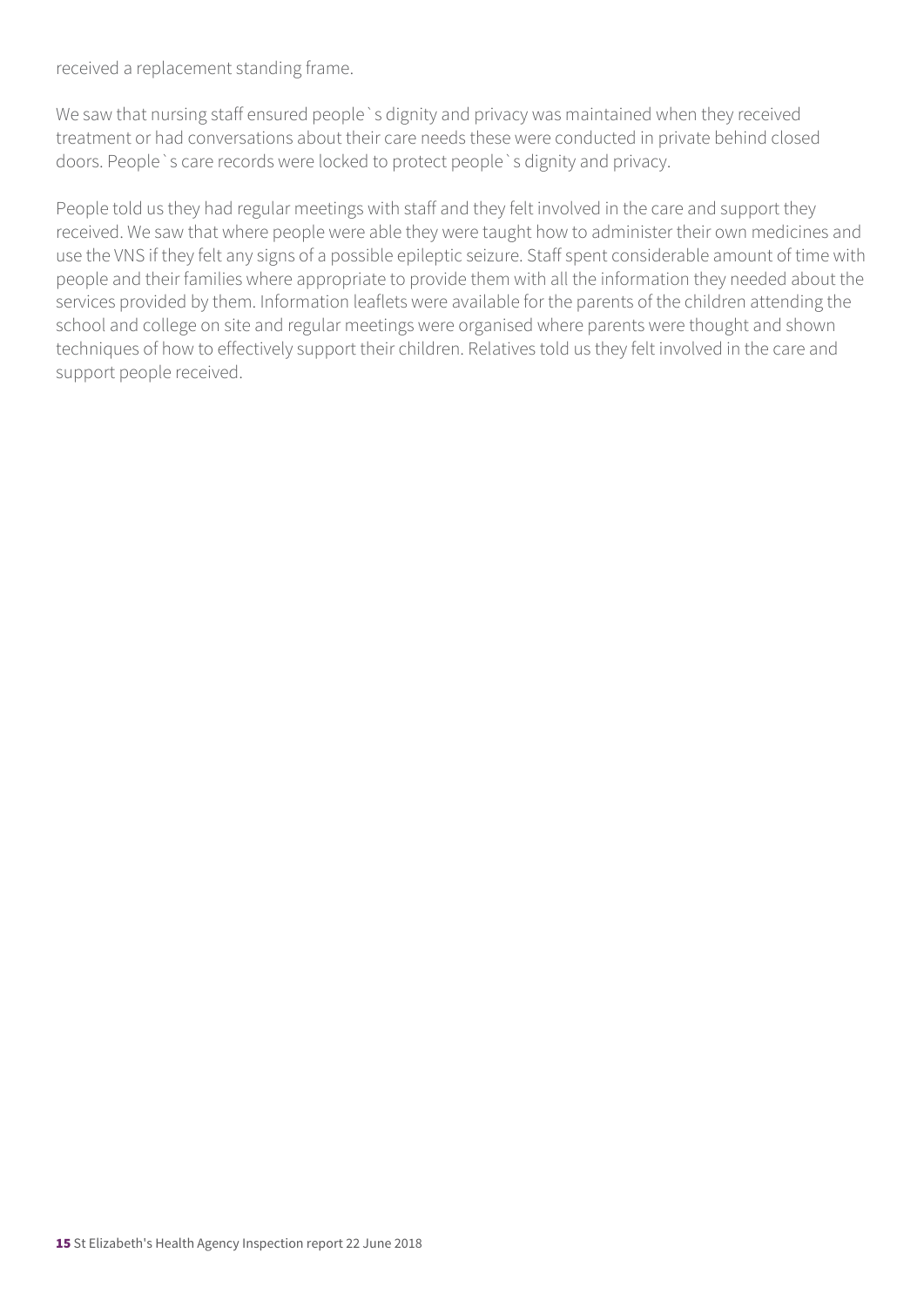received a replacement standing frame.

We saw that nursing staff ensured people`s dignity and privacy was maintained when they received treatment or had conversations about their care needs these were conducted in private behind closed doors. People`s care records were locked to protect people`s dignity and privacy.

People told us they had regular meetings with staff and they felt involved in the care and support they received. We saw that where people were able they were taught how to administer their own medicines and use the VNS if they felt any signs of a possible epileptic seizure. Staff spent considerable amount of time with people and their families where appropriate to provide them with all the information they needed about the services provided by them. Information leaflets were available for the parents of the children attending the school and college on site and regular meetings were organised where parents were thought and shown techniques of how to effectively support their children. Relatives told us they felt involved in the care and support people received.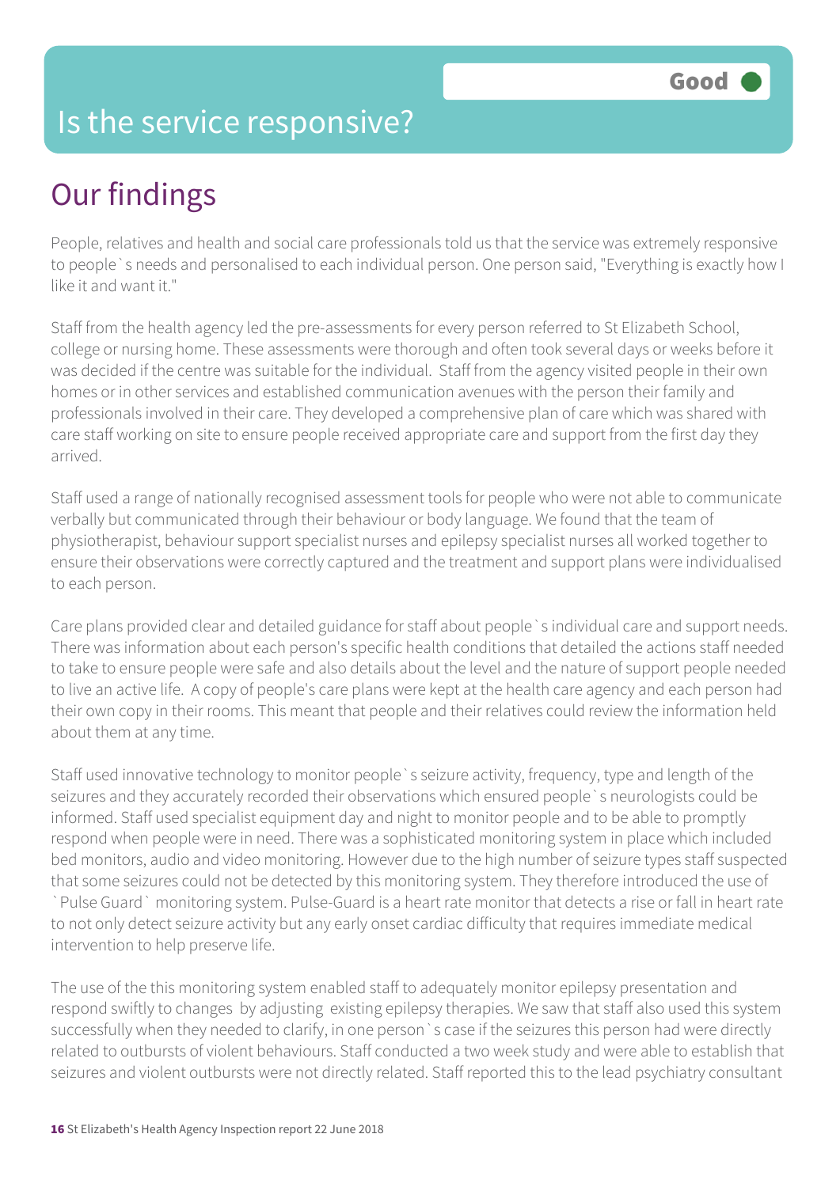# Is the service responsive?

**Good**

## Our findings

People, relatives and health and social care professionals told us that the service was extremely responsive to people`s needs and personalised to each individual person. One person said, "Everything is exactly how I like it and want it."

Staff from the health agency led the pre-assessments for every person referred to St Elizabeth School, college or nursing home. These assessments were thorough and often took several days or weeks before it was decided if the centre was suitable for the individual. Staff from the agency visited people in their own homes or in other services and established communication avenues with the person their family and professionals involved in their care. They developed a comprehensive plan of care which was shared with care staff working on site to ensure people received appropriate care and support from the first day they arrived.

Staff used a range of nationally recognised assessment tools for people who were not able to communicate verbally but communicated through their behaviour or body language. We found that the team of physiotherapist, behaviour support specialist nurses and epilepsy specialist nurses all worked together to ensure their observations were correctly captured and the treatment and support plans were individualised to each person.

Care plans provided clear and detailed guidance for staff about people`s individual care and support needs. There was information about each person's specific health conditions that detailed the actions staff needed to take to ensure people were safe and also details about the level and the nature of support people needed to live an active life. A copy of people's care plans were kept at the health care agency and each person had their own copy in their rooms. This meant that people and their relatives could review the information held about them at any time.

Staff used innovative technology to monitor people`s seizure activity, frequency, type and length of the seizures and they accurately recorded their observations which ensured people`s neurologists could be informed. Staff used specialist equipment day and night to monitor people and to be able to promptly respond when people were in need. There was a sophisticated monitoring system in place which included bed monitors, audio and video monitoring. However due to the high number of seizure types staff suspected that some seizures could not be detected by this monitoring system. They therefore introduced the use of `Pulse Guard` monitoring system. Pulse-Guard is a heart rate monitor that detects a rise or fall in heart rate to not only detect seizure activity but any early onset cardiac difficulty that requires immediate medical intervention to help preserve life.

The use of the this monitoring system enabled staff to adequately monitor epilepsy presentation and respond swiftly to changes by adjusting existing epilepsy therapies. We saw that staff also used this system successfully when they needed to clarify, in one person`s case if the seizures this person had were directly related to outbursts of violent behaviours. Staff conducted a two week study and were able to establish that seizures and violent outbursts were not directly related. Staff reported this to the lead psychiatry consultant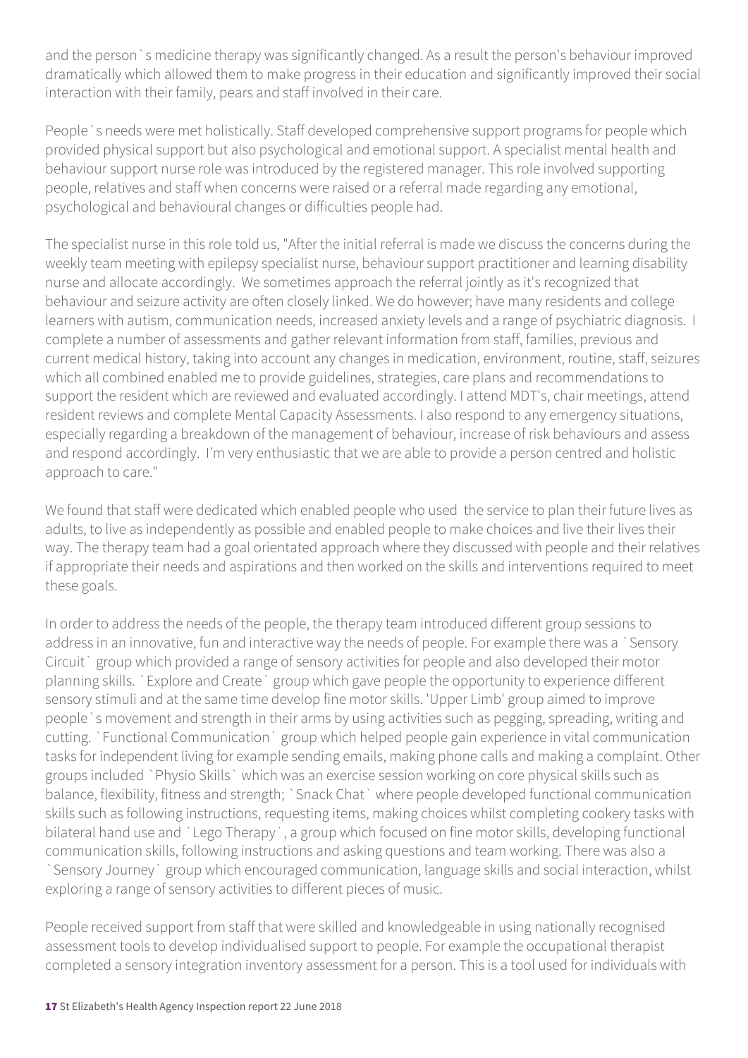and the person`s medicine therapy was significantly changed. As a result the person's behaviour improved dramatically which allowed them to make progress in their education and significantly improved their social interaction with their family, pears and staff involved in their care.

People`s needs were met holistically. Staff developed comprehensive support programs for people which provided physical support but also psychological and emotional support. A specialist mental health and behaviour support nurse role was introduced by the registered manager. This role involved supporting people, relatives and staff when concerns were raised or a referral made regarding any emotional, psychological and behavioural changes or difficulties people had.

The specialist nurse in this role told us, "After the initial referral is made we discuss the concerns during the weekly team meeting with epilepsy specialist nurse, behaviour support practitioner and learning disability nurse and allocate accordingly. We sometimes approach the referral jointly as it's recognized that behaviour and seizure activity are often closely linked. We do however; have many residents and college learners with autism, communication needs, increased anxiety levels and a range of psychiatric diagnosis. I complete a number of assessments and gather relevant information from staff, families, previous and current medical history, taking into account any changes in medication, environment, routine, staff, seizures which all combined enabled me to provide guidelines, strategies, care plans and recommendations to support the resident which are reviewed and evaluated accordingly. I attend MDT's, chair meetings, attend resident reviews and complete Mental Capacity Assessments. I also respond to any emergency situations, especially regarding a breakdown of the management of behaviour, increase of risk behaviours and assess and respond accordingly. I'm very enthusiastic that we are able to provide a person centred and holistic approach to care."

We found that staff were dedicated which enabled people who used the service to plan their future lives as adults, to live as independently as possible and enabled people to make choices and live their lives their way. The therapy team had a goal orientated approach where they discussed with people and their relatives if appropriate their needs and aspirations and then worked on the skills and interventions required to meet these goals.

In order to address the needs of the people, the therapy team introduced different group sessions to address in an innovative, fun and interactive way the needs of people. For example there was a `Sensory Circuit` group which provided a range of sensory activities for people and also developed their motor planning skills. `Explore and Create` group which gave people the opportunity to experience different sensory stimuli and at the same time develop fine motor skills. 'Upper Limb' group aimed to improve people`s movement and strength in their arms by using activities such as pegging, spreading, writing and cutting. `Functional Communication` group which helped people gain experience in vital communication tasks for independent living for example sending emails, making phone calls and making a complaint. Other groups included `Physio Skills` which was an exercise session working on core physical skills such as balance, flexibility, fitness and strength; `Snack Chat` where people developed functional communication skills such as following instructions, requesting items, making choices whilst completing cookery tasks with bilateral hand use and `Lego Therapy`, a group which focused on fine motor skills, developing functional communication skills, following instructions and asking questions and team working. There was also a `Sensory Journey` group which encouraged communication, language skills and social interaction, whilst exploring a range of sensory activities to different pieces of music.

People received support from staff that were skilled and knowledgeable in using nationally recognised assessment tools to develop individualised support to people. For example the occupational therapist completed a sensory integration inventory assessment for a person. This is a tool used for individuals with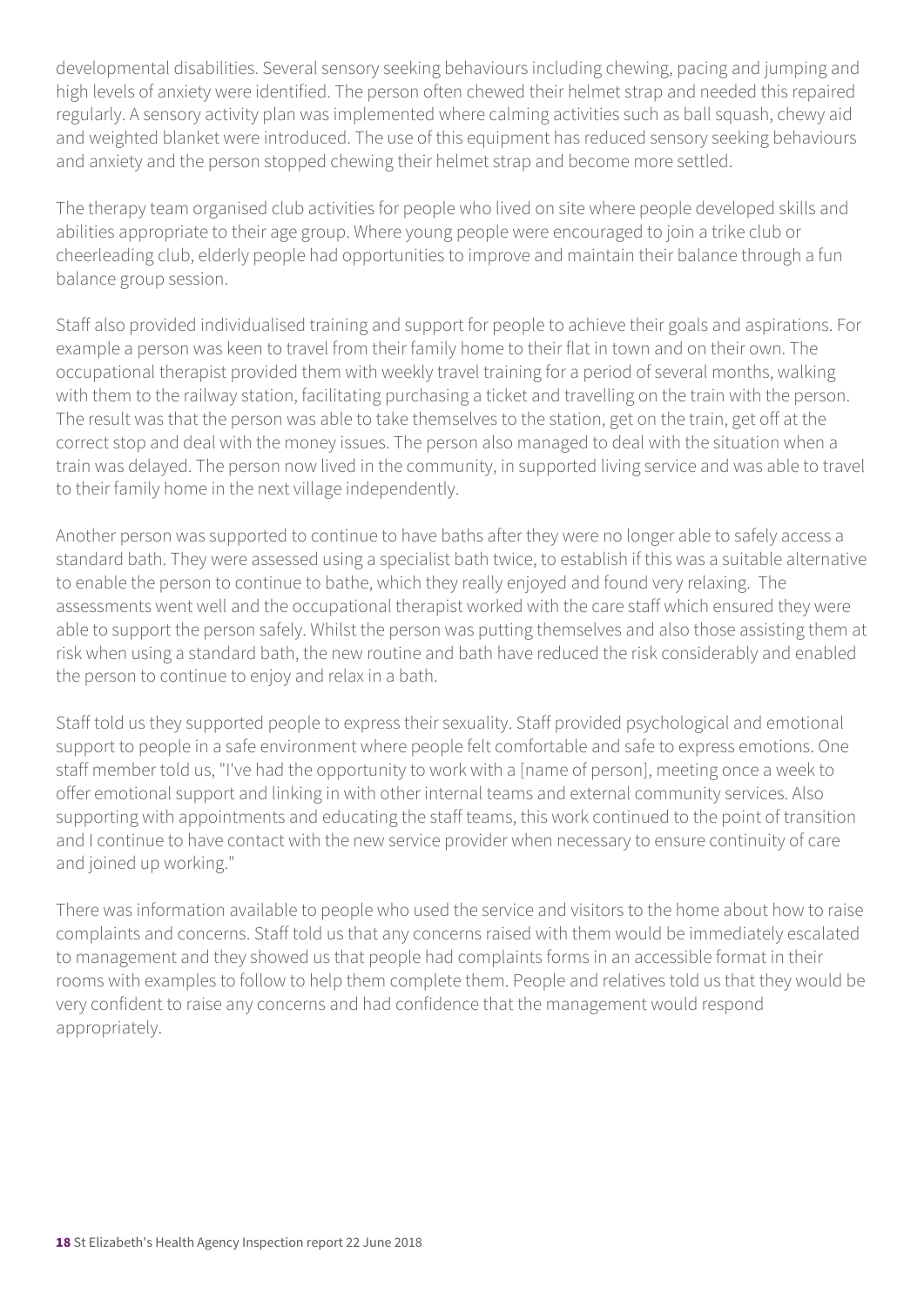developmental disabilities. Several sensory seeking behaviours including chewing, pacing and jumping and high levels of anxiety were identified. The person often chewed their helmet strap and needed this repaired regularly. A sensory activity plan was implemented where calming activities such as ball squash, chewy aid and weighted blanket were introduced. The use of this equipment has reduced sensory seeking behaviours and anxiety and the person stopped chewing their helmet strap and become more settled.

The therapy team organised club activities for people who lived on site where people developed skills and abilities appropriate to their age group. Where young people were encouraged to join a trike club or cheerleading club, elderly people had opportunities to improve and maintain their balance through a fun balance group session.

Staff also provided individualised training and support for people to achieve their goals and aspirations. For example a person was keen to travel from their family home to their flat in town and on their own. The occupational therapist provided them with weekly travel training for a period of several months, walking with them to the railway station, facilitating purchasing a ticket and travelling on the train with the person. The result was that the person was able to take themselves to the station, get on the train, get off at the correct stop and deal with the money issues. The person also managed to deal with the situation when a train was delayed. The person now lived in the community, in supported living service and was able to travel to their family home in the next village independently.

Another person was supported to continue to have baths after they were no longer able to safely access a standard bath. They were assessed using a specialist bath twice, to establish if this was a suitable alternative to enable the person to continue to bathe, which they really enjoyed and found very relaxing. The assessments went well and the occupational therapist worked with the care staff which ensured they were able to support the person safely. Whilst the person was putting themselves and also those assisting them at risk when using a standard bath, the new routine and bath have reduced the risk considerably and enabled the person to continue to enjoy and relax in a bath.

Staff told us they supported people to express their sexuality. Staff provided psychological and emotional support to people in a safe environment where people felt comfortable and safe to express emotions. One staff member told us, "I've had the opportunity to work with a [name of person], meeting once a week to offer emotional support and linking in with other internal teams and external community services. Also supporting with appointments and educating the staff teams, this work continued to the point of transition and I continue to have contact with the new service provider when necessary to ensure continuity of care and joined up working."

There was information available to people who used the service and visitors to the home about how to raise complaints and concerns. Staff told us that any concerns raised with them would be immediately escalated to management and they showed us that people had complaints forms in an accessible format in their rooms with examples to follow to help them complete them. People and relatives told us that they would be very confident to raise any concerns and had confidence that the management would respond appropriately.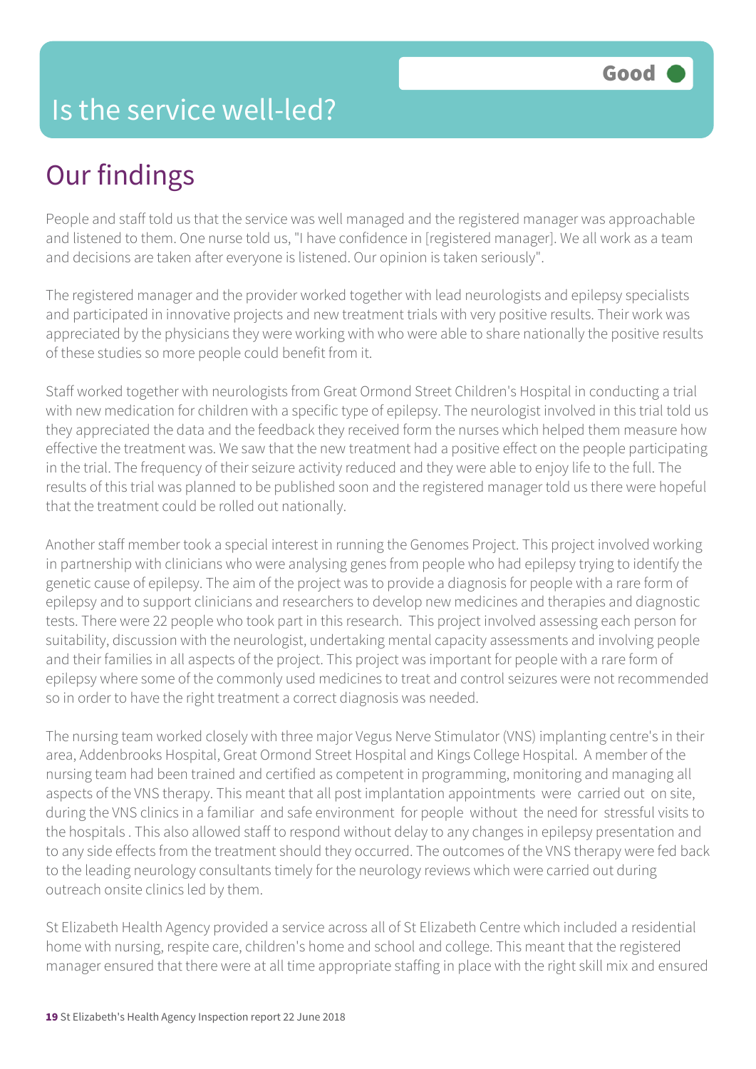# Is the service well-led?

Good

## Our findings

People and staff told us that the service was well managed and the registered manager was approachable and listened to them. One nurse told us, "I have confidence in [registered manager]. We all work as a team and decisions are taken after everyone is listened. Our opinion is taken seriously".

The registered manager and the provider worked together with lead neurologists and epilepsy specialists and participated in innovative projects and new treatment trials with very positive results. Their work was appreciated by the physicians they were working with who were able to share nationally the positive results of these studies so more people could benefit from it.

Staff worked together with neurologists from Great Ormond Street Children's Hospital in conducting a trial with new medication for children with a specific type of epilepsy. The neurologist involved in this trial told us they appreciated the data and the feedback they received form the nurses which helped them measure how effective the treatment was. We saw that the new treatment had a positive effect on the people participating in the trial. The frequency of their seizure activity reduced and they were able to enjoy life to the full. The results of this trial was planned to be published soon and the registered manager told us there were hopeful that the treatment could be rolled out nationally.

Another staff member took a special interest in running the Genomes Project. This project involved working in partnership with clinicians who were analysing genes from people who had epilepsy trying to identify the genetic cause of epilepsy. The aim of the project was to provide a diagnosis for people with a rare form of epilepsy and to support clinicians and researchers to develop new medicines and therapies and diagnostic tests. There were 22 people who took part in this research. This project involved assessing each person for suitability, discussion with the neurologist, undertaking mental capacity assessments and involving people and their families in all aspects of the project. This project was important for people with a rare form of epilepsy where some of the commonly used medicines to treat and control seizures were not recommended so in order to have the right treatment a correct diagnosis was needed.

The nursing team worked closely with three major Vegus Nerve Stimulator (VNS) implanting centre's in their area, Addenbrooks Hospital, Great Ormond Street Hospital and Kings College Hospital. A member of the nursing team had been trained and certified as competent in programming, monitoring and managing all aspects of the VNS therapy. This meant that all post implantation appointments were carried out on site, during the VNS clinics in a familiar and safe environment for people without the need for stressful visits to the hospitals . This also allowed staff to respond without delay to any changes in epilepsy presentation and to any side effects from the treatment should they occurred. The outcomes of the VNS therapy were fed back to the leading neurology consultants timely for the neurology reviews which were carried out during outreach onsite clinics led by them.

St Elizabeth Health Agency provided a service across all of St Elizabeth Centre which included a residential home with nursing, respite care, children's home and school and college. This meant that the registered manager ensured that there were at all time appropriate staffing in place with the right skill mix and ensured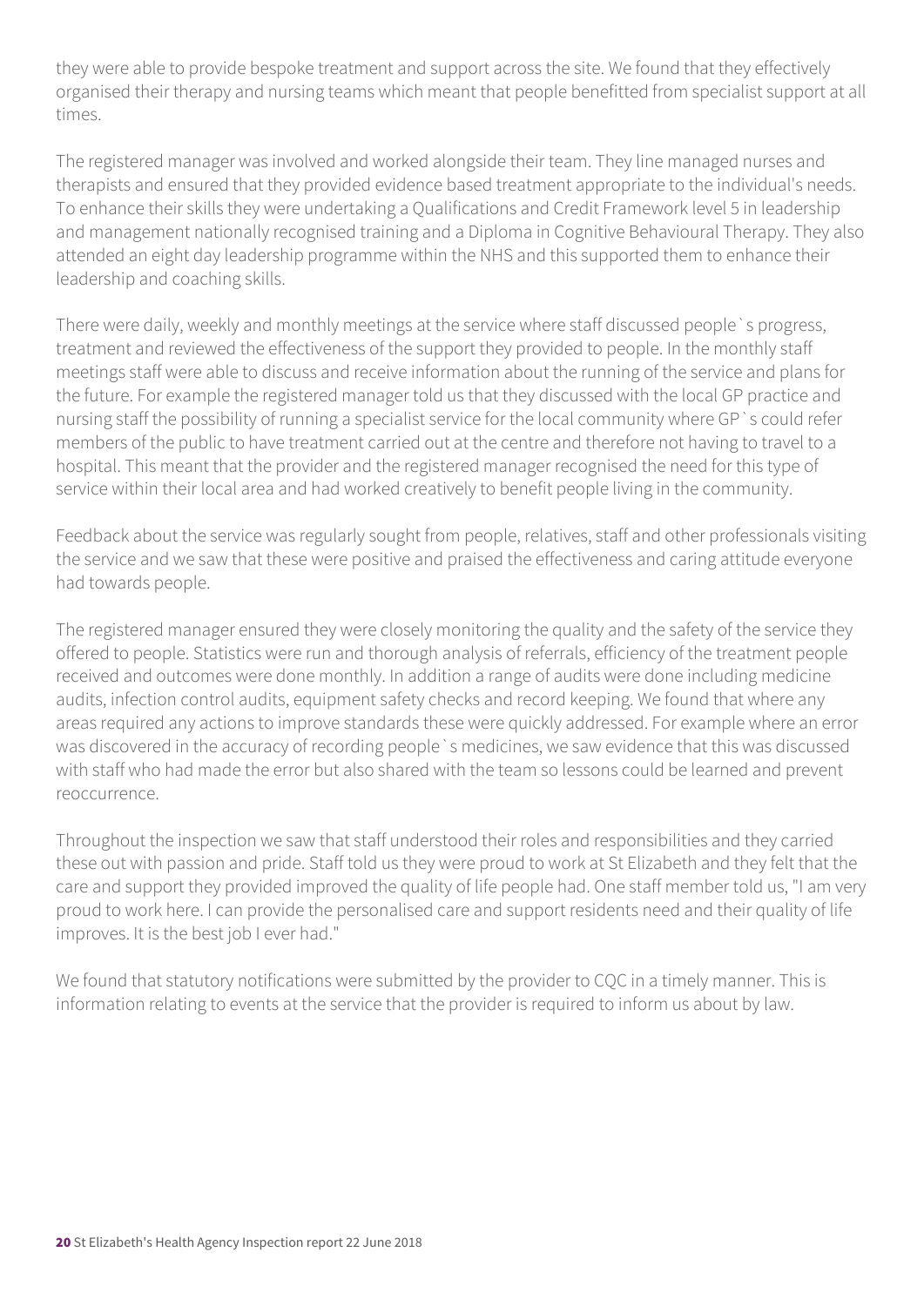they were able to provide bespoke treatment and support across the site. We found that they effectively organised their therapy and nursing teams which meant that people benefitted from specialist support at all times.

The registered manager was involved and worked alongside their team. They line managed nurses and therapists and ensured that they provided evidence based treatment appropriate to the individual's needs. To enhance their skills they were undertaking a Qualifications and Credit Framework level 5 in leadership and management nationally recognised training and a Diploma in Cognitive Behavioural Therapy. They also attended an eight day leadership programme within the NHS and this supported them to enhance their leadership and coaching skills.

There were daily, weekly and monthly meetings at the service where staff discussed people`s progress, treatment and reviewed the effectiveness of the support they provided to people. In the monthly staff meetings staff were able to discuss and receive information about the running of the service and plans for the future. For example the registered manager told us that they discussed with the local GP practice and nursing staff the possibility of running a specialist service for the local community where GP`s could refer members of the public to have treatment carried out at the centre and therefore not having to travel to a hospital. This meant that the provider and the registered manager recognised the need for this type of service within their local area and had worked creatively to benefit people living in the community.

Feedback about the service was regularly sought from people, relatives, staff and other professionals visiting the service and we saw that these were positive and praised the effectiveness and caring attitude everyone had towards people.

The registered manager ensured they were closely monitoring the quality and the safety of the service they offered to people. Statistics were run and thorough analysis of referrals, efficiency of the treatment people received and outcomes were done monthly. In addition a range of audits were done including medicine audits, infection control audits, equipment safety checks and record keeping. We found that where any areas required any actions to improve standards these were quickly addressed. For example where an error was discovered in the accuracy of recording people`s medicines, we saw evidence that this was discussed with staff who had made the error but also shared with the team so lessons could be learned and prevent reoccurrence.

Throughout the inspection we saw that staff understood their roles and responsibilities and they carried these out with passion and pride. Staff told us they were proud to work at St Elizabeth and they felt that the care and support they provided improved the quality of life people had. One staff member told us, "I am very proud to work here. I can provide the personalised care and support residents need and their quality of life improves. It is the best job I ever had."

We found that statutory notifications were submitted by the provider to CQC in a timely manner. This is information relating to events at the service that the provider is required to inform us about by law.